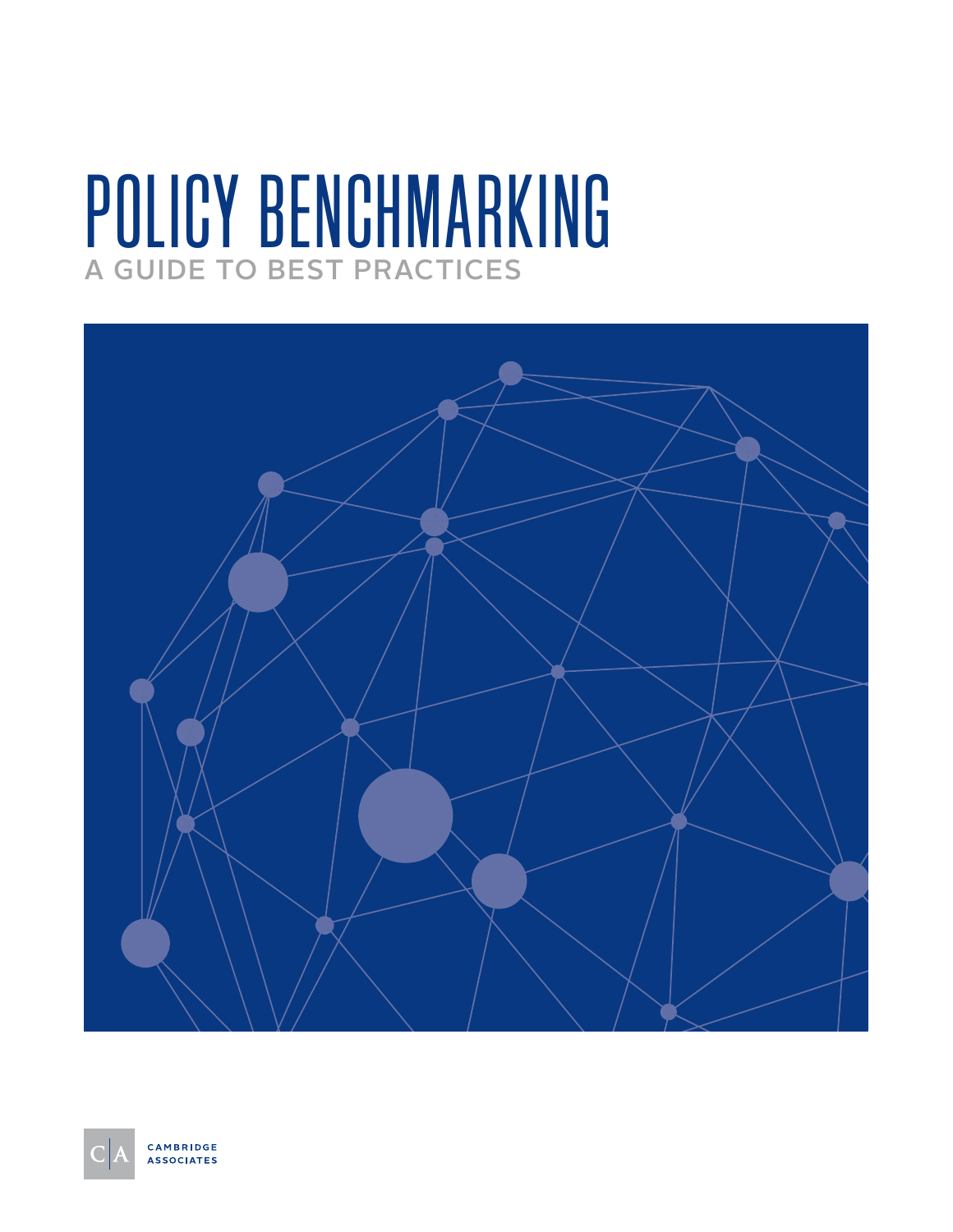# POLICY BENCHMARKING

## A GUIDE TO BEST PRACTICES

CAMBRIDGE ASSOCIATES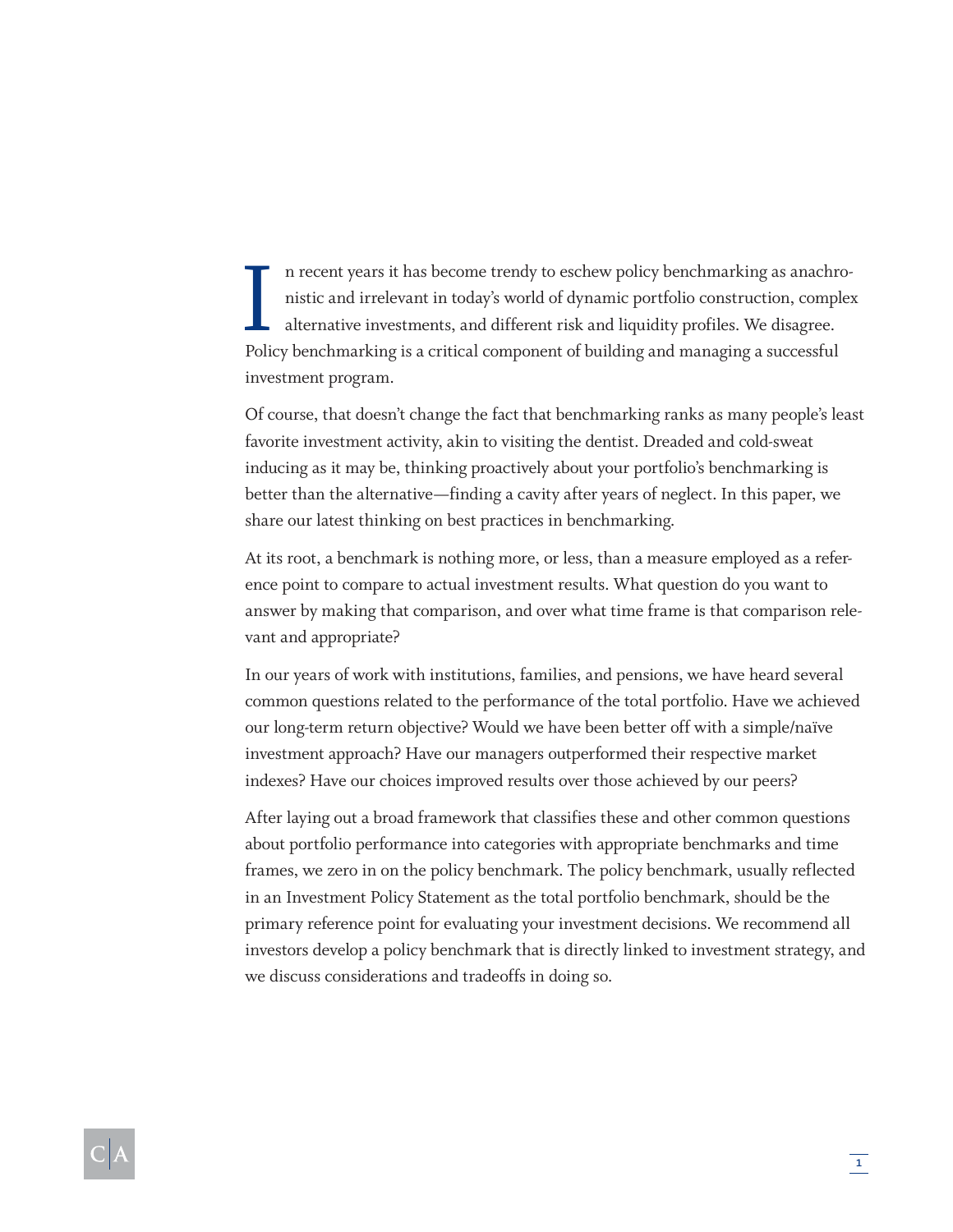In recent years it has become trendy to eschew policy benchmarking as anachronistic and irrelevant in today's world of dynamic portfolio construction, complex alternative investments, and different risk and liquidity profiles. We disagree. Policy benchmarking is a critical component of building and managing a successful investment program.

Of course, that doesn't change the fact that benchmarking ranks as many people's least favorite investment activity, akin to visiting the dentist. Dreaded and cold-sweat inducing as it may be, thinking proactively about your portfolio's benchmarking is better than the alternative—finding a cavity after years of neglect. In this paper, we share our latest thinking on best practices in benchmarking.

At its root, a benchmark is nothing more, or less, than a measure employed as a reference point to compare to actual investment results. What question do you want to answer by making that comparison, and over what time frame is that comparison relevant and appropriate?

In our years of work with institutions, families, and pensions, we have heard several common questions related to the performance of the total portfolio. Have we achieved our long-term return objective? Would we have been better off with a simple/naïve investment approach? Have our managers outperformed their respective market indexes? Have our choices improved results over those achieved by our peers?

After laying out a broad framework that classifies these and other common questions about portfolio performance into categories with appropriate benchmarks and time frames, we zero in on the policy benchmark. The policy benchmark, usually reflected in an Investment Policy Statement as the total portfolio benchmark, should be the primary reference point for evaluating your investment decisions. We recommend all investors develop a policy benchmark that is directly linked to investment strategy, and we discuss considerations and tradeoffs in doing so.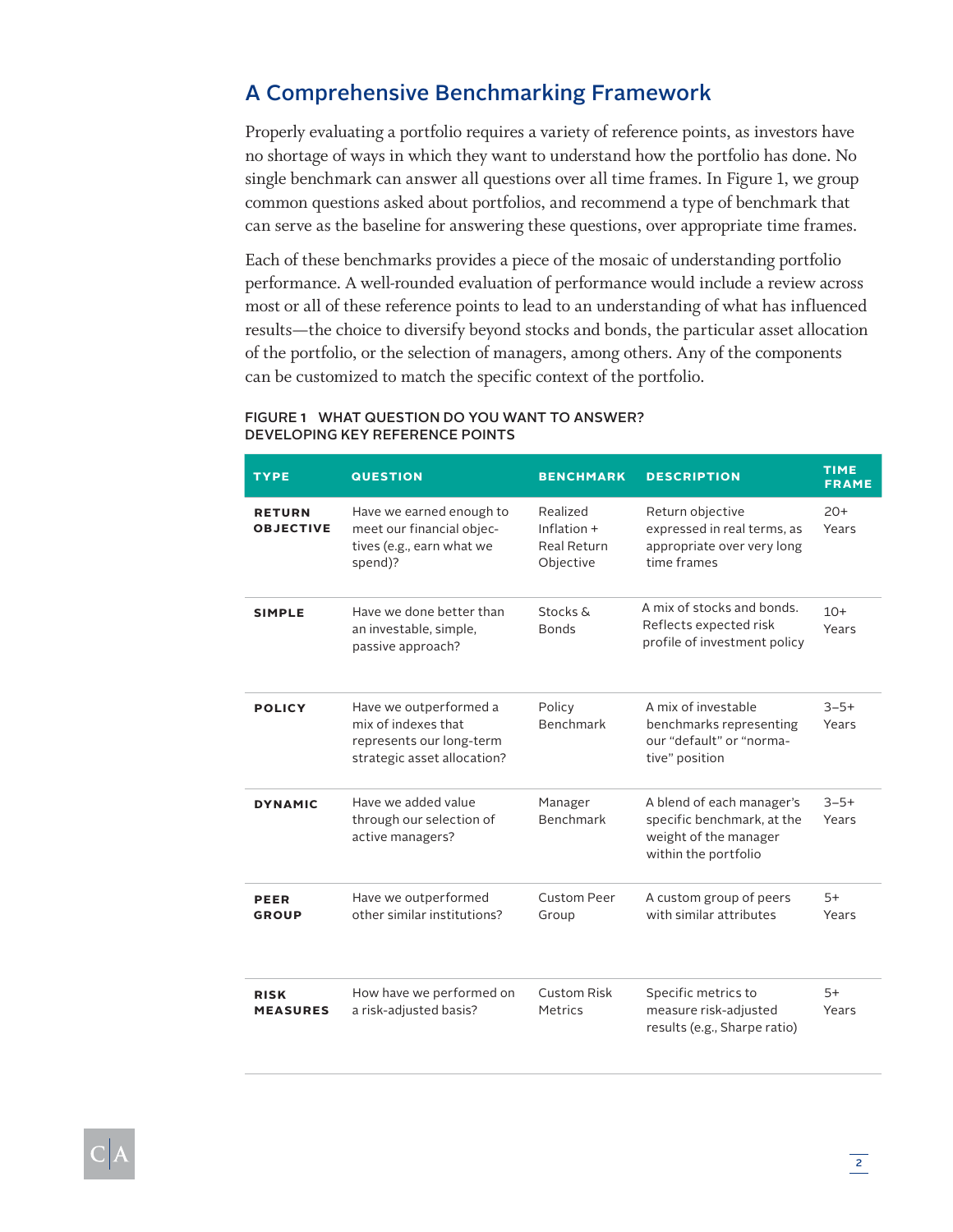## A Comprehensive Benchmarking Framework

Properly evaluating a portfolio requires a variety of reference points, as investors have no shortage of ways in which they want to understand how the portfolio has done. No single benchmark can answer all questions over all time frames. In Figure 1, we group common questions asked about portfolios, and recommend a type of benchmark that can serve as the baseline for answering these questions, over appropriate time frames.

Each of these benchmarks provides a piece of the mosaic of understanding portfolio performance. A well-rounded evaluation of performance would include a review across most or all of these reference points to lead to an understanding of what has influenced results—the choice to diversify beyond stocks and bonds, the particular asset allocation of the portfolio, or the selection of managers, among others. Any of the components can be customized to match the specific context of the portfolio.

**FIGURE 1 WHAT QUESTION DO YOU WANT TO ANSWER? DEVELOPING KEY REFERENCE POINTS**

| TYPE | QUESTION | BENCHMARK | DESCRIPTION | TIME FRAME |
|---|---|---|---|---|
| **RETURN OBJECTIVE** | Have we earned enough to meet our financial objectives (e.g., earn what we spend)? | Realized Inflation + Real Return Objective | Return objective expressed in real terms, as appropriate over very long time frames | 20+ Years |
| **SIMPLE** | Have we done better than an investable, simple, passive approach? | Stocks & Bonds | A mix of stocks and bonds. Reflects expected risk profile of investment policy | 10+ Years |
| **POLICY** | Have we outperformed a mix of indexes that represents our long-term strategic asset allocation? | Policy Benchmark | A mix of investable benchmarks representing our "default" or "normative" position | 3–5+ Years |
| **DYNAMIC** | Have we added value through our selection of active managers? | Manager Benchmark | A blend of each manager's specific benchmark, at the weight of the manager within the portfolio | 3–5+ Years |
| **PEER GROUP** | Have we outperformed other similar institutions? | Custom Peer Group | A custom group of peers with similar attributes | 5+ Years |
| **RISK MEASURES** | How have we performed on a risk-adjusted basis? | Custom Risk Metrics | Specific metrics to measure risk-adjusted results (e.g., Sharpe ratio) | 5+ Years |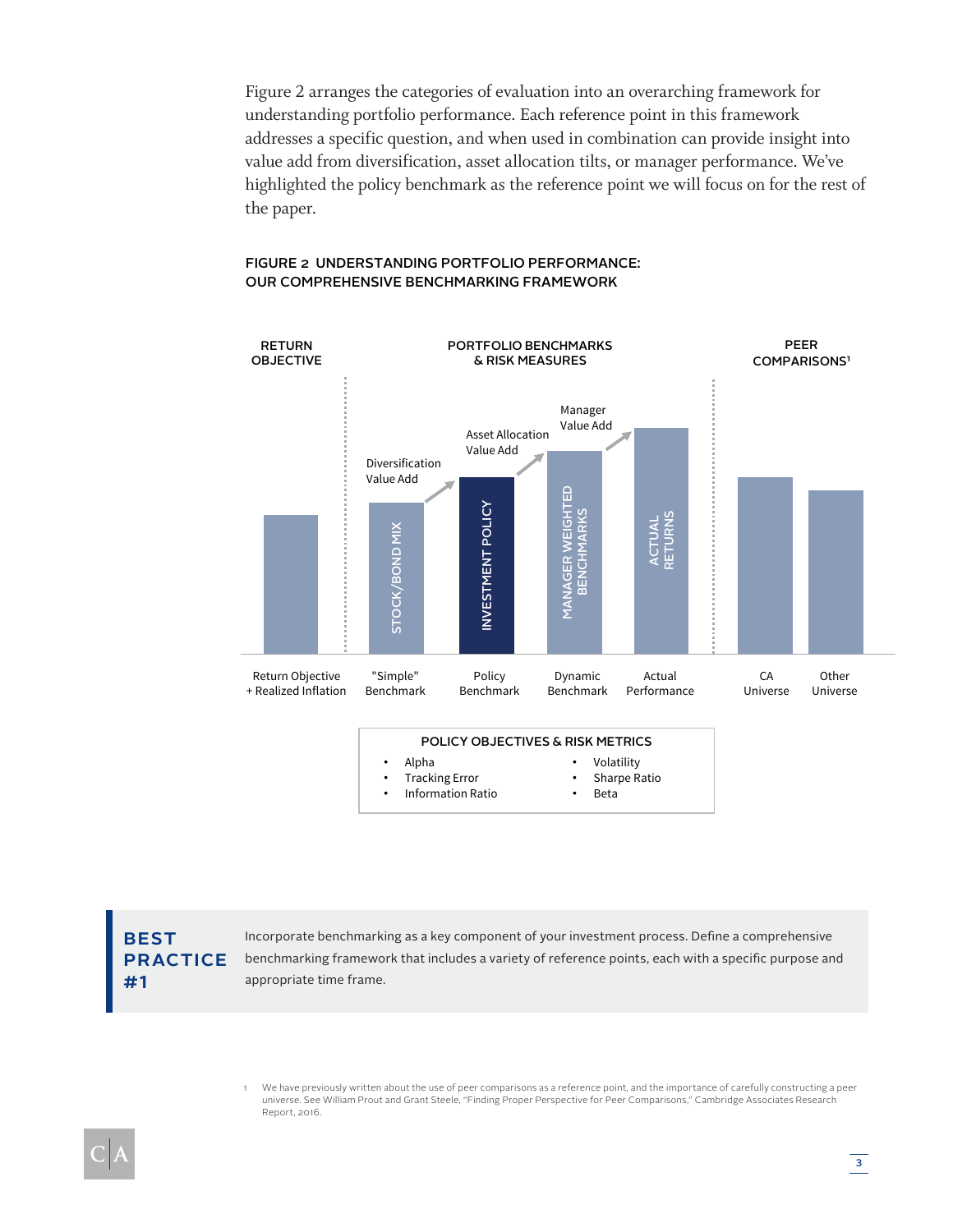Figure 2 arranges the categories of evaluation into an overarching framework for understanding portfolio performance. Each reference point in this framework addresses a specific question, and when used in combination can provide insight into value add from diversification, asset allocation tilts, or manager performance. We've highlighted the policy benchmark as the reference point we will focus on for the rest of the paper.

**FIGURE 2 UNDERSTANDING PORTFOLIO PERFORMANCE: OUR COMPREHENSIVE BENCHMARKING FRAMEWORK**

RETURN OBJECTIVE | PORTFOLIO BENCHMARKS & RISK MEASURES | PEER COMPARISONS[1]

Diversification Value Add → Asset Allocation Value Add → Manager Value Add

- Return Objective + Realized Inflation
- "Simple" Benchmark (STOCK/BOND MIX)
- Policy Benchmark (INVESTMENT POLICY)
- Dynamic Benchmark (MANAGER WEIGHTED BENCHMARKS)
- Actual Performance (ACTUAL RETURNS)
- CA Universe
- Other Universe

**POLICY OBJECTIVES & RISK METRICS**

- Alpha
- Tracking Error
- Information Ratio
- Volatility
- Sharpe Ratio
- Beta

**BEST PRACTICE #1**

Incorporate benchmarking as a key component of your investment process. Define a comprehensive benchmarking framework that includes a variety of reference points, each with a specific purpose and appropriate time frame.

[1] We have previously written about the use of peer comparisons as a reference point, and the importance of carefully constructing a peer universe. See William Prout and Grant Steele, "Finding Proper Perspective for Peer Comparisons," Cambridge Associates Research Report, 2016.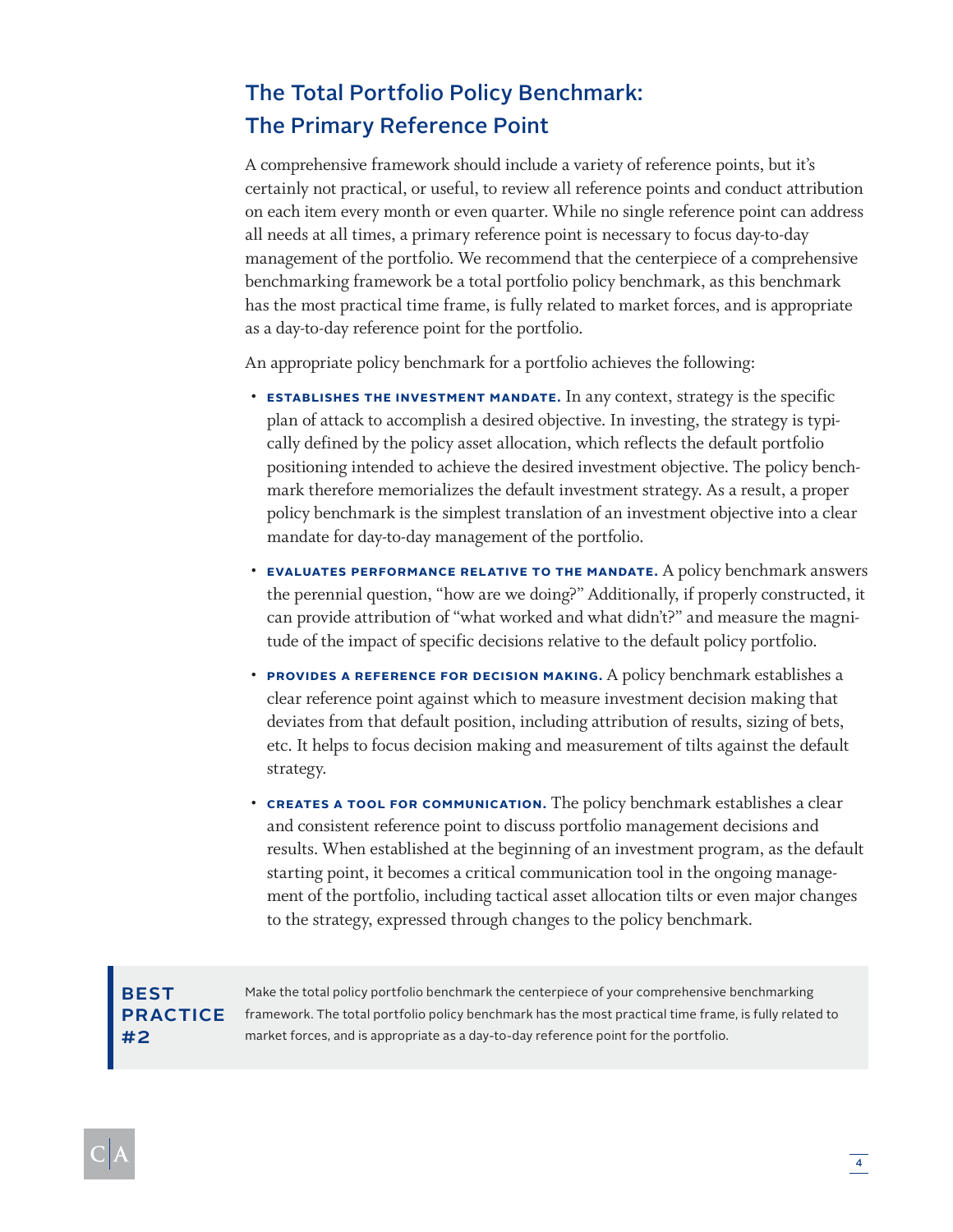## The Total Portfolio Policy Benchmark: The Primary Reference Point

A comprehensive framework should include a variety of reference points, but it's certainly not practical, or useful, to review all reference points and conduct attribution on each item every month or even quarter. While no single reference point can address all needs at all times, a primary reference point is necessary to focus day-to-day management of the portfolio. We recommend that the centerpiece of a comprehensive benchmarking framework be a total portfolio policy benchmark, as this benchmark has the most practical time frame, is fully related to market forces, and is appropriate as a day-to-day reference point for the portfolio.

An appropriate policy benchmark for a portfolio achieves the following:

- **ESTABLISHES THE INVESTMENT MANDATE.** In any context, strategy is the specific plan of attack to accomplish a desired objective. In investing, the strategy is typically defined by the policy asset allocation, which reflects the default portfolio positioning intended to achieve the desired investment objective. The policy benchmark therefore memorializes the default investment strategy. As a result, a proper policy benchmark is the simplest translation of an investment objective into a clear mandate for day-to-day management of the portfolio.
- **EVALUATES PERFORMANCE RELATIVE TO THE MANDATE.** A policy benchmark answers the perennial question, "how are we doing?" Additionally, if properly constructed, it can provide attribution of "what worked and what didn't?" and measure the magnitude of the impact of specific decisions relative to the default policy portfolio.
- **PROVIDES A REFERENCE FOR DECISION MAKING.** A policy benchmark establishes a clear reference point against which to measure investment decision making that deviates from that default position, including attribution of results, sizing of bets, etc. It helps to focus decision making and measurement of tilts against the default strategy.
- **CREATES A TOOL FOR COMMUNICATION.** The policy benchmark establishes a clear and consistent reference point to discuss portfolio management decisions and results. When established at the beginning of an investment program, as the default starting point, it becomes a critical communication tool in the ongoing management of the portfolio, including tactical asset allocation tilts or even major changes to the strategy, expressed through changes to the policy benchmark.

> **BEST PRACTICE #2**
>
> Make the total policy portfolio benchmark the centerpiece of your comprehensive benchmarking framework. The total portfolio policy benchmark has the most practical time frame, is fully related to market forces, and is appropriate as a day-to-day reference point for the portfolio.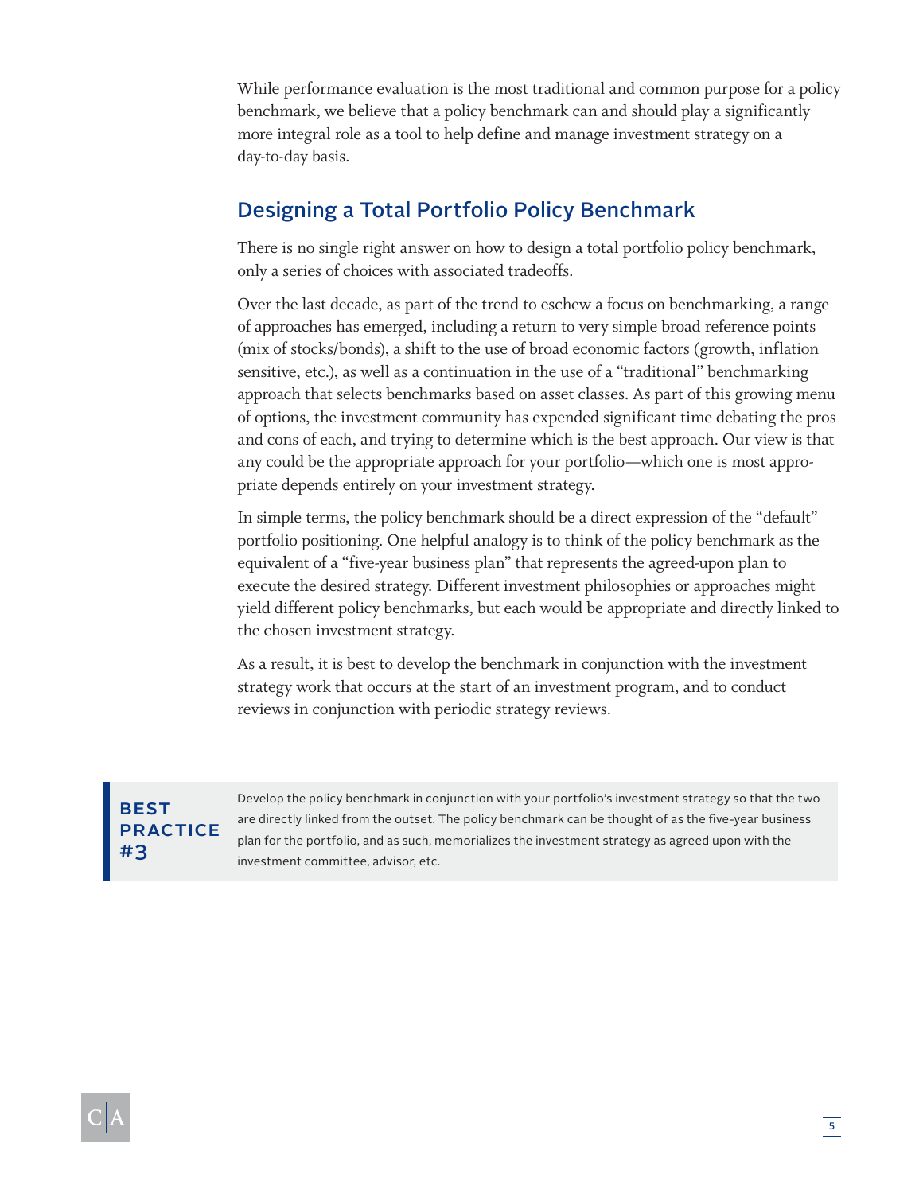While performance evaluation is the most traditional and common purpose for a policy benchmark, we believe that a policy benchmark can and should play a significantly more integral role as a tool to help define and manage investment strategy on a day-to-day basis.

## Designing a Total Portfolio Policy Benchmark

There is no single right answer on how to design a total portfolio policy benchmark, only a series of choices with associated tradeoffs.

Over the last decade, as part of the trend to eschew a focus on benchmarking, a range of approaches has emerged, including a return to very simple broad reference points (mix of stocks/bonds), a shift to the use of broad economic factors (growth, inflation sensitive, etc.), as well as a continuation in the use of a "traditional" benchmarking approach that selects benchmarks based on asset classes. As part of this growing menu of options, the investment community has expended significant time debating the pros and cons of each, and trying to determine which is the best approach. Our view is that any could be the appropriate approach for your portfolio—which one is most appropriate depends entirely on your investment strategy.

In simple terms, the policy benchmark should be a direct expression of the "default" portfolio positioning. One helpful analogy is to think of the policy benchmark as the equivalent of a "five-year business plan" that represents the agreed-upon plan to execute the desired strategy. Different investment philosophies or approaches might yield different policy benchmarks, but each would be appropriate and directly linked to the chosen investment strategy.

As a result, it is best to develop the benchmark in conjunction with the investment strategy work that occurs at the start of an investment program, and to conduct reviews in conjunction with periodic strategy reviews.

**BEST PRACTICE #3**

Develop the policy benchmark in conjunction with your portfolio's investment strategy so that the two are directly linked from the outset. The policy benchmark can be thought of as the five-year business plan for the portfolio, and as such, memorializes the investment strategy as agreed upon with the investment committee, advisor, etc.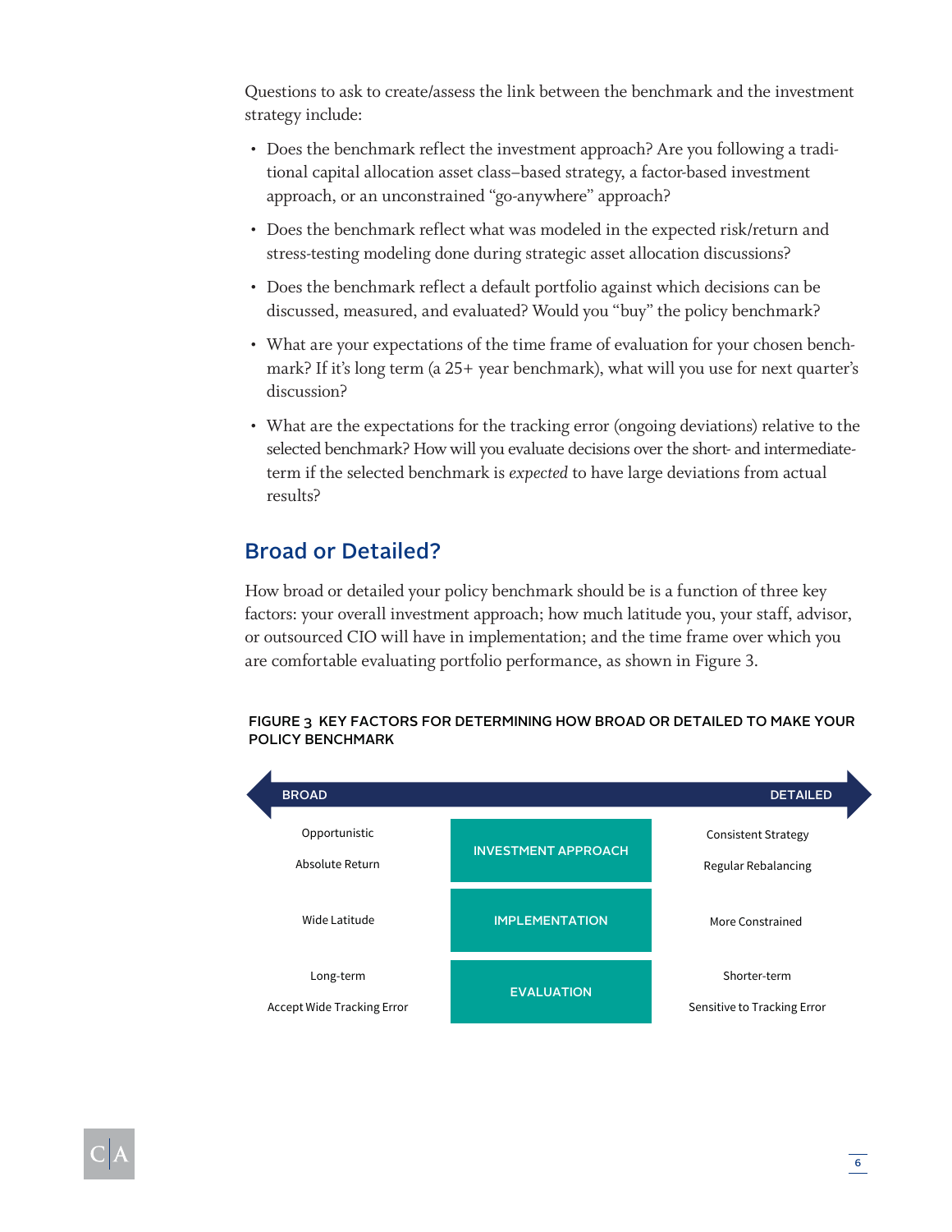Questions to ask to create/assess the link between the benchmark and the investment strategy include:

- Does the benchmark reflect the investment approach? Are you following a traditional capital allocation asset class–based strategy, a factor-based investment approach, or an unconstrained "go-anywhere" approach?
- Does the benchmark reflect what was modeled in the expected risk/return and stress-testing modeling done during strategic asset allocation discussions?
- Does the benchmark reflect a default portfolio against which decisions can be discussed, measured, and evaluated? Would you "buy" the policy benchmark?
- What are your expectations of the time frame of evaluation for your chosen benchmark? If it's long term (a 25+ year benchmark), what will you use for next quarter's discussion?
- What are the expectations for the tracking error (ongoing deviations) relative to the selected benchmark? How will you evaluate decisions over the short- and intermediate-term if the selected benchmark is *expected* to have large deviations from actual results?

## Broad or Detailed?

How broad or detailed your policy benchmark should be is a function of three key factors: your overall investment approach; how much latitude you, your staff, advisor, or outsourced CIO will have in implementation; and the time frame over which you are comfortable evaluating portfolio performance, as shown in Figure 3.

**FIGURE 3 KEY FACTORS FOR DETERMINING HOW BROAD OR DETAILED TO MAKE YOUR POLICY BENCHMARK**

| BROAD | | DETAILED |
|---|---|---|
| Opportunistic<br>Absolute Return | INVESTMENT APPROACH | Consistent Strategy<br>Regular Rebalancing |
| Wide Latitude | IMPLEMENTATION | More Constrained |
| Long-term<br>Accept Wide Tracking Error | EVALUATION | Shorter-term<br>Sensitive to Tracking Error |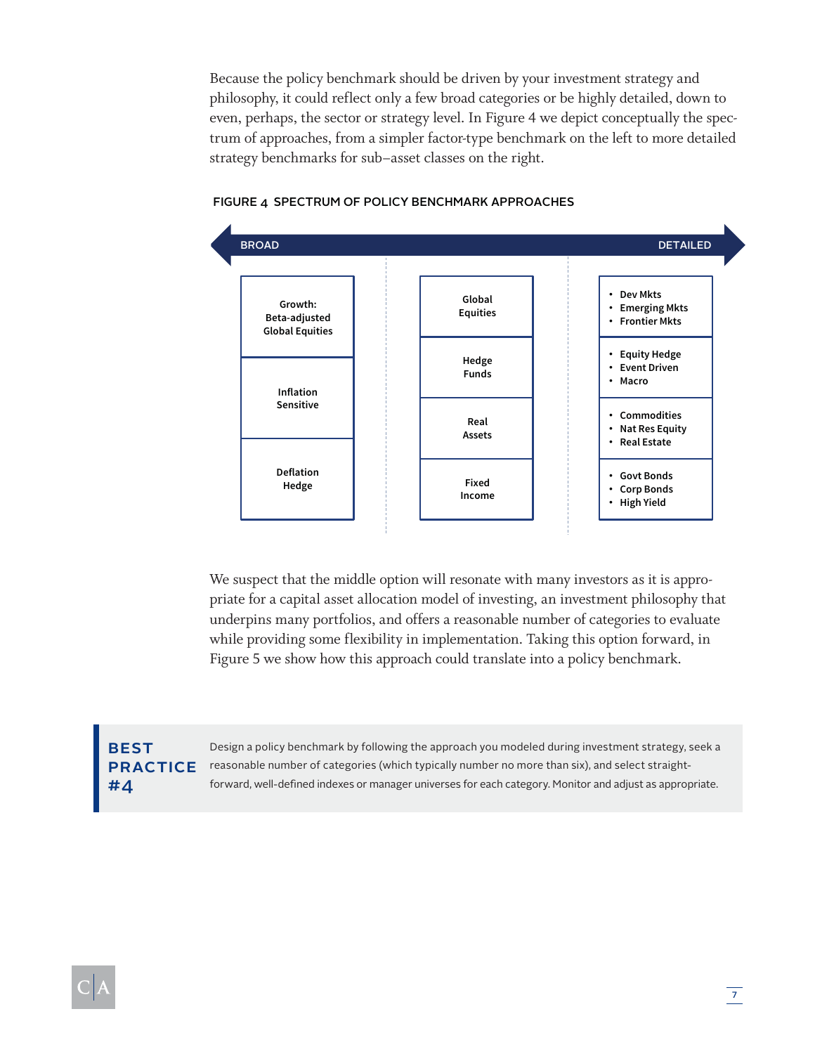Because the policy benchmark should be driven by your investment strategy and philosophy, it could reflect only a few broad categories or be highly detailed, down to even, perhaps, the sector or strategy level. In Figure 4 we depict conceptually the spectrum of approaches, from a simpler factor-type benchmark on the left to more detailed strategy benchmarks for sub–asset classes on the right.

**FIGURE 4 SPECTRUM OF POLICY BENCHMARK APPROACHES**

BROAD ⟷ DETAILED

| Broad | Middle | Detailed |
| --- | --- | --- |
| Growth: Beta-adjusted Global Equities | Global Equities | • Dev Mkts<br>• Emerging Mkts<br>• Frontier Mkts |
| Inflation Sensitive | Hedge Funds | • Equity Hedge<br>• Event Driven<br>• Macro |
| | Real Assets | • Commodities<br>• Nat Res Equity<br>• Real Estate |
| Deflation Hedge | Fixed Income | • Govt Bonds<br>• Corp Bonds<br>• High Yield |

We suspect that the middle option will resonate with many investors as it is appropriate for a capital asset allocation model of investing, an investment philosophy that underpins many portfolios, and offers a reasonable number of categories to evaluate while providing some flexibility in implementation. Taking this option forward, in Figure 5 we show how this approach could translate into a policy benchmark.

> **BEST PRACTICE #4**
>
> Design a policy benchmark by following the approach you modeled during investment strategy, seek a reasonable number of categories (which typically number no more than six), and select straightforward, well-defined indexes or manager universes for each category. Monitor and adjust as appropriate.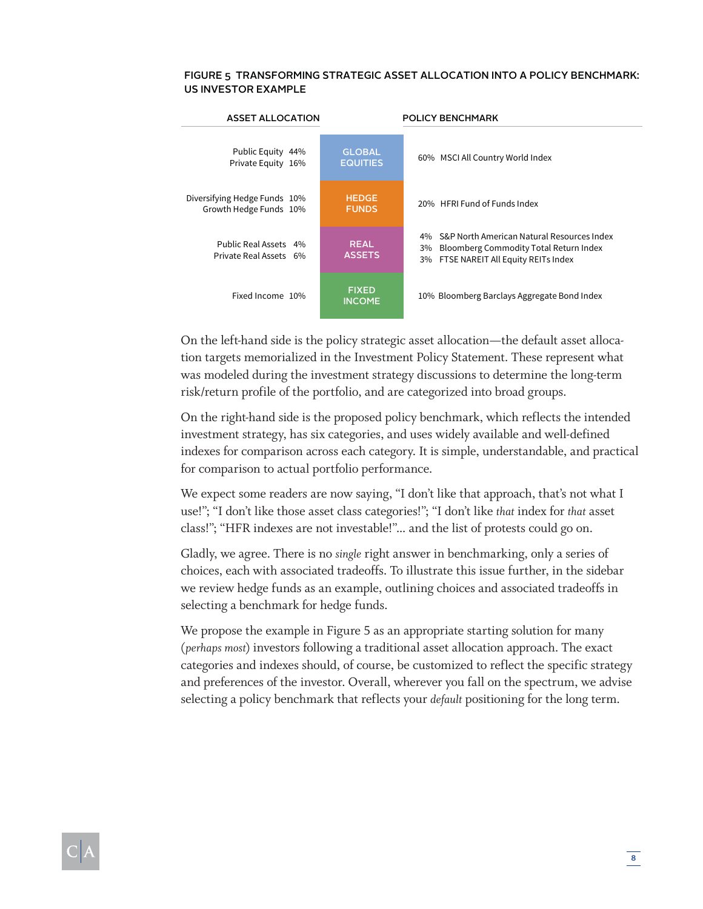**FIGURE 5 TRANSFORMING STRATEGIC ASSET ALLOCATION INTO A POLICY BENCHMARK: US INVESTOR EXAMPLE**

| ASSET ALLOCATION | | POLICY BENCHMARK |
|---|---|---|
| Public Equity 44%<br>Private Equity 16% | GLOBAL EQUITIES | 60% MSCI All Country World Index |
| Diversifying Hedge Funds 10%<br>Growth Hedge Funds 10% | HEDGE FUNDS | 20% HFRI Fund of Funds Index |
| Public Real Assets 4%<br>Private Real Assets 6% | REAL ASSETS | 4% S&P North American Natural Resources Index<br>3% Bloomberg Commodity Total Return Index<br>3% FTSE NAREIT All Equity REITs Index |
| Fixed Income 10% | FIXED INCOME | 10% Bloomberg Barclays Aggregate Bond Index |

On the left-hand side is the policy strategic asset allocation—the default asset allocation targets memorialized in the Investment Policy Statement. These represent what was modeled during the investment strategy discussions to determine the long-term risk/return profile of the portfolio, and are categorized into broad groups.

On the right-hand side is the proposed policy benchmark, which reflects the intended investment strategy, has six categories, and uses widely available and well-defined indexes for comparison across each category. It is simple, understandable, and practical for comparison to actual portfolio performance.

We expect some readers are now saying, "I don't like that approach, that's not what I use!"; "I don't like those asset class categories!"; "I don't like *that* index for *that* asset class!"; "HFR indexes are not investable!"… and the list of protests could go on.

Gladly, we agree. There is no *single* right answer in benchmarking, only a series of choices, each with associated tradeoffs. To illustrate this issue further, in the sidebar we review hedge funds as an example, outlining choices and associated tradeoffs in selecting a benchmark for hedge funds.

We propose the example in Figure 5 as an appropriate starting solution for many (*perhaps most*) investors following a traditional asset allocation approach. The exact categories and indexes should, of course, be customized to reflect the specific strategy and preferences of the investor. Overall, wherever you fall on the spectrum, we advise selecting a policy benchmark that reflects your *default* positioning for the long term.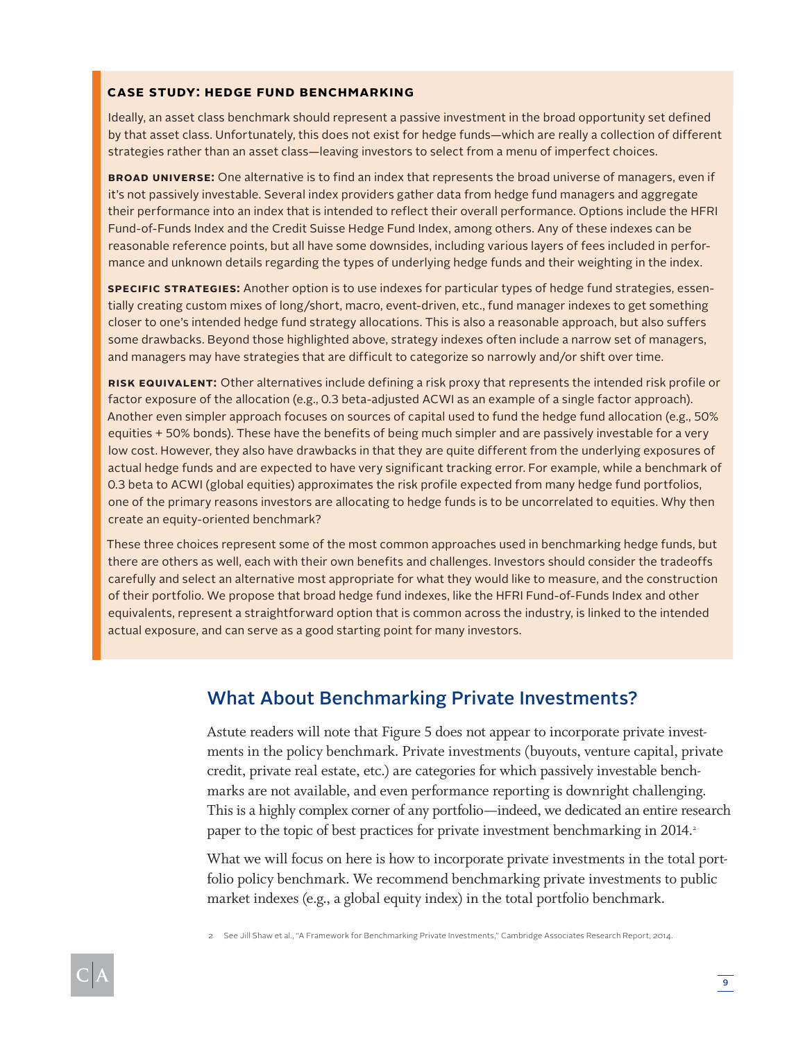### CASE STUDY: HEDGE FUND BENCHMARKING

Ideally, an asset class benchmark should represent a passive investment in the broad opportunity set defined by that asset class. Unfortunately, this does not exist for hedge funds—which are really a collection of different strategies rather than an asset class—leaving investors to select from a menu of imperfect choices.

**BROAD UNIVERSE:** One alternative is to find an index that represents the broad universe of managers, even if it's not passively investable. Several index providers gather data from hedge fund managers and aggregate their performance into an index that is intended to reflect their overall performance. Options include the HFRI Fund-of-Funds Index and the Credit Suisse Hedge Fund Index, among others. Any of these indexes can be reasonable reference points, but all have some downsides, including various layers of fees included in performance and unknown details regarding the types of underlying hedge funds and their weighting in the index.

**SPECIFIC STRATEGIES:** Another option is to use indexes for particular types of hedge fund strategies, essentially creating custom mixes of long/short, macro, event-driven, etc., fund manager indexes to get something closer to one's intended hedge fund strategy allocations. This is also a reasonable approach, but also suffers some drawbacks. Beyond those highlighted above, strategy indexes often include a narrow set of managers, and managers may have strategies that are difficult to categorize so narrowly and/or shift over time.

**RISK EQUIVALENT:** Other alternatives include defining a risk proxy that represents the intended risk profile or factor exposure of the allocation (e.g., 0.3 beta-adjusted ACWI as an example of a single factor approach). Another even simpler approach focuses on sources of capital used to fund the hedge fund allocation (e.g., 50% equities + 50% bonds). These have the benefits of being much simpler and are passively investable for a very low cost. However, they also have drawbacks in that they are quite different from the underlying exposures of actual hedge funds and are expected to have very significant tracking error. For example, while a benchmark of 0.3 beta to ACWI (global equities) approximates the risk profile expected from many hedge fund portfolios, one of the primary reasons investors are allocating to hedge funds is to be uncorrelated to equities. Why then create an equity-oriented benchmark?

These three choices represent some of the most common approaches used in benchmarking hedge funds, but there are others as well, each with their own benefits and challenges. Investors should consider the tradeoffs carefully and select an alternative most appropriate for what they would like to measure, and the construction of their portfolio. We propose that broad hedge fund indexes, like the HFRI Fund-of-Funds Index and other equivalents, represent a straightforward option that is common across the industry, is linked to the intended actual exposure, and can serve as a good starting point for many investors.

## What About Benchmarking Private Investments?

Astute readers will note that Figure 5 does not appear to incorporate private investments in the policy benchmark. Private investments (buyouts, venture capital, private credit, private real estate, etc.) are categories for which passively investable benchmarks are not available, and even performance reporting is downright challenging. This is a highly complex corner of any portfolio—indeed, we dedicated an entire research paper to the topic of best practices for private investment benchmarking in 2014.[2]

What we will focus on here is how to incorporate private investments in the total portfolio policy benchmark. We recommend benchmarking private investments to public market indexes (e.g., a global equity index) in the total portfolio benchmark.

[2] See Jill Shaw et al., "A Framework for Benchmarking Private Investments," Cambridge Associates Research Report, 2014.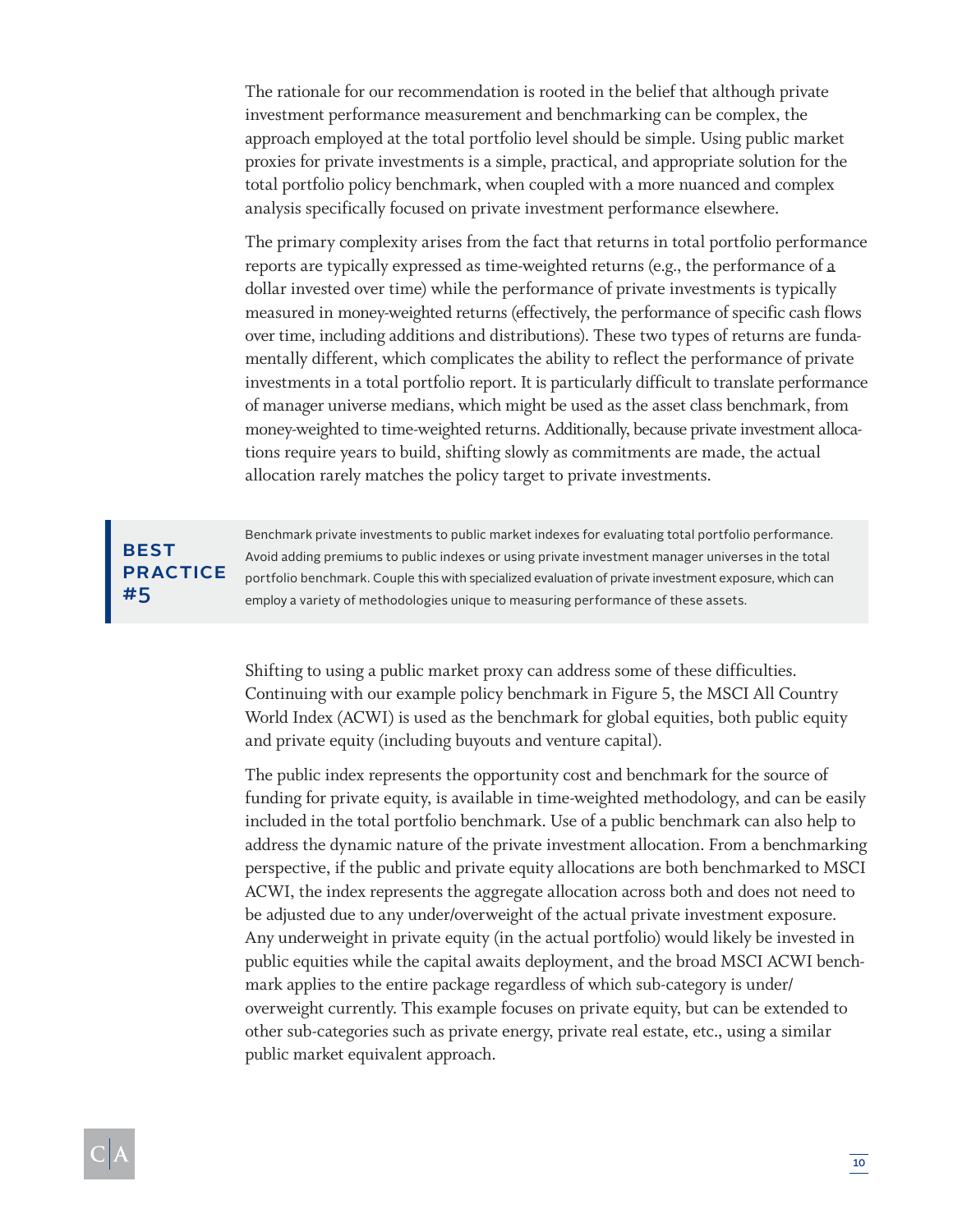The rationale for our recommendation is rooted in the belief that although private investment performance measurement and benchmarking can be complex, the approach employed at the total portfolio level should be simple. Using public market proxies for private investments is a simple, practical, and appropriate solution for the total portfolio policy benchmark, when coupled with a more nuanced and complex analysis specifically focused on private investment performance elsewhere.

The primary complexity arises from the fact that returns in total portfolio performance reports are typically expressed as time-weighted returns (e.g., the performance of a dollar invested over time) while the performance of private investments is typically measured in money-weighted returns (effectively, the performance of specific cash flows over time, including additions and distributions). These two types of returns are fundamentally different, which complicates the ability to reflect the performance of private investments in a total portfolio report. It is particularly difficult to translate performance of manager universe medians, which might be used as the asset class benchmark, from money-weighted to time-weighted returns. Additionally, because private investment allocations require years to build, shifting slowly as commitments are made, the actual allocation rarely matches the policy target to private investments.

> **BEST PRACTICE #5**
>
> Benchmark private investments to public market indexes for evaluating total portfolio performance. Avoid adding premiums to public indexes or using private investment manager universes in the total portfolio benchmark. Couple this with specialized evaluation of private investment exposure, which can employ a variety of methodologies unique to measuring performance of these assets.

Shifting to using a public market proxy can address some of these difficulties. Continuing with our example policy benchmark in Figure 5, the MSCI All Country World Index (ACWI) is used as the benchmark for global equities, both public equity and private equity (including buyouts and venture capital).

The public index represents the opportunity cost and benchmark for the source of funding for private equity, is available in time-weighted methodology, and can be easily included in the total portfolio benchmark. Use of a public benchmark can also help to address the dynamic nature of the private investment allocation. From a benchmarking perspective, if the public and private equity allocations are both benchmarked to MSCI ACWI, the index represents the aggregate allocation across both and does not need to be adjusted due to any under/overweight of the actual private investment exposure. Any underweight in private equity (in the actual portfolio) would likely be invested in public equities while the capital awaits deployment, and the broad MSCI ACWI benchmark applies to the entire package regardless of which sub-category is under/overweight currently. This example focuses on private equity, but can be extended to other sub-categories such as private energy, private real estate, etc., using a similar public market equivalent approach.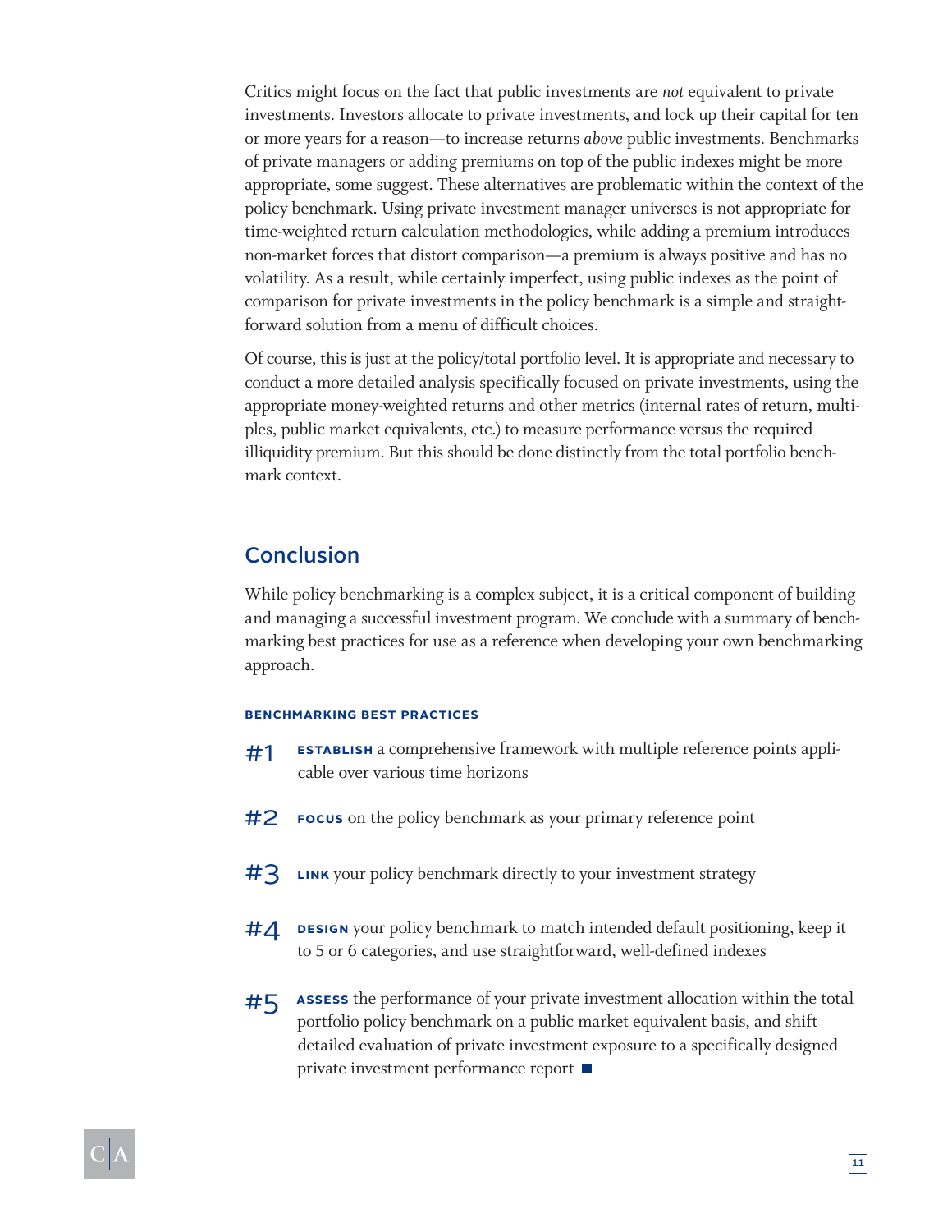Critics might focus on the fact that public investments are *not* equivalent to private investments. Investors allocate to private investments, and lock up their capital for ten or more years for a reason—to increase returns *above* public investments. Benchmarks of private managers or adding premiums on top of the public indexes might be more appropriate, some suggest. These alternatives are problematic within the context of the policy benchmark. Using private investment manager universes is not appropriate for time-weighted return calculation methodologies, while adding a premium introduces non-market forces that distort comparison—a premium is always positive and has no volatility. As a result, while certainly imperfect, using public indexes as the point of comparison for private investments in the policy benchmark is a simple and straightforward solution from a menu of difficult choices.

Of course, this is just at the policy/total portfolio level. It is appropriate and necessary to conduct a more detailed analysis specifically focused on private investments, using the appropriate money-weighted returns and other metrics (internal rates of return, multiples, public market equivalents, etc.) to measure performance versus the required illiquidity premium. But this should be done distinctly from the total portfolio benchmark context.

## Conclusion

While policy benchmarking is a complex subject, it is a critical component of building and managing a successful investment program. We conclude with a summary of benchmarking best practices for use as a reference when developing your own benchmarking approach.

### BENCHMARKING BEST PRACTICES

**#1** **ESTABLISH** a comprehensive framework with multiple reference points applicable over various time horizons

**#2** **FOCUS** on the policy benchmark as your primary reference point

**#3** **LINK** your policy benchmark directly to your investment strategy

**#4** **DESIGN** your policy benchmark to match intended default positioning, keep it to 5 or 6 categories, and use straightforward, well-defined indexes

**#5** **ASSESS** the performance of your private investment allocation within the total portfolio policy benchmark on a public market equivalent basis, and shift detailed evaluation of private investment exposure to a specifically designed private investment performance report ■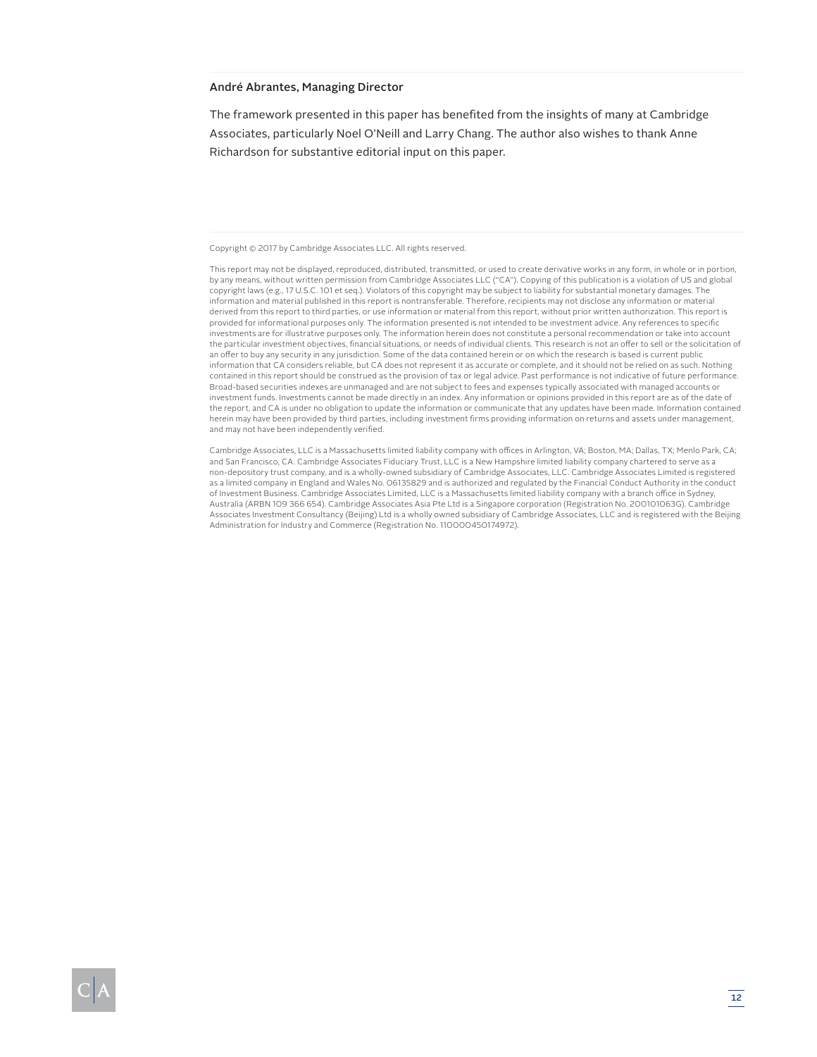**André Abrantes, Managing Director**

The framework presented in this paper has benefited from the insights of many at Cambridge Associates, particularly Noel O'Neill and Larry Chang. The author also wishes to thank Anne Richardson for substantive editorial input on this paper.

---

Copyright © 2017 by Cambridge Associates LLC. All rights reserved.

This report may not be displayed, reproduced, distributed, transmitted, or used to create derivative works in any form, in whole or in portion, by any means, without written permission from Cambridge Associates LLC ("CA"). Copying of this publication is a violation of US and global copyright laws (e.g., 17 U.S.C. 101 et seq.). Violators of this copyright may be subject to liability for substantial monetary damages. The information and material published in this report is nontransferable. Therefore, recipients may not disclose any information or material derived from this report to third parties, or use information or material from this report, without prior written authorization. This report is provided for informational purposes only. The information presented is not intended to be investment advice. Any references to specific investments are for illustrative purposes only. The information herein does not constitute a personal recommendation or take into account the particular investment objectives, financial situations, or needs of individual clients. This research is not an offer to sell or the solicitation of an offer to buy any security in any jurisdiction. Some of the data contained herein or on which the research is based is current public information that CA considers reliable, but CA does not represent it as accurate or complete, and it should not be relied on as such. Nothing contained in this report should be construed as the provision of tax or legal advice. Past performance is not indicative of future performance. Broad-based securities indexes are unmanaged and are not subject to fees and expenses typically associated with managed accounts or investment funds. Investments cannot be made directly in an index. Any information or opinions provided in this report are as of the date of the report, and CA is under no obligation to update the information or communicate that any updates have been made. Information contained herein may have been provided by third parties, including investment firms providing information on returns and assets under management, and may not have been independently verified.

Cambridge Associates, LLC is a Massachusetts limited liability company with offices in Arlington, VA; Boston, MA; Dallas, TX; Menlo Park, CA; and San Francisco, CA. Cambridge Associates Fiduciary Trust, LLC is a New Hampshire limited liability company chartered to serve as a non-depository trust company, and is a wholly-owned subsidiary of Cambridge Associates, LLC. Cambridge Associates Limited is registered as a limited company in England and Wales No. 06135829 and is authorized and regulated by the Financial Conduct Authority in the conduct of Investment Business. Cambridge Associates Limited, LLC is a Massachusetts limited liability company with a branch office in Sydney, Australia (ARBN 109 366 654). Cambridge Associates Asia Pte Ltd is a Singapore corporation (Registration No. 200101063G). Cambridge Associates Investment Consultancy (Beijing) Ltd is a wholly owned subsidiary of Cambridge Associates, LLC and is registered with the Beijing Administration for Industry and Commerce (Registration No. 110000450174972).